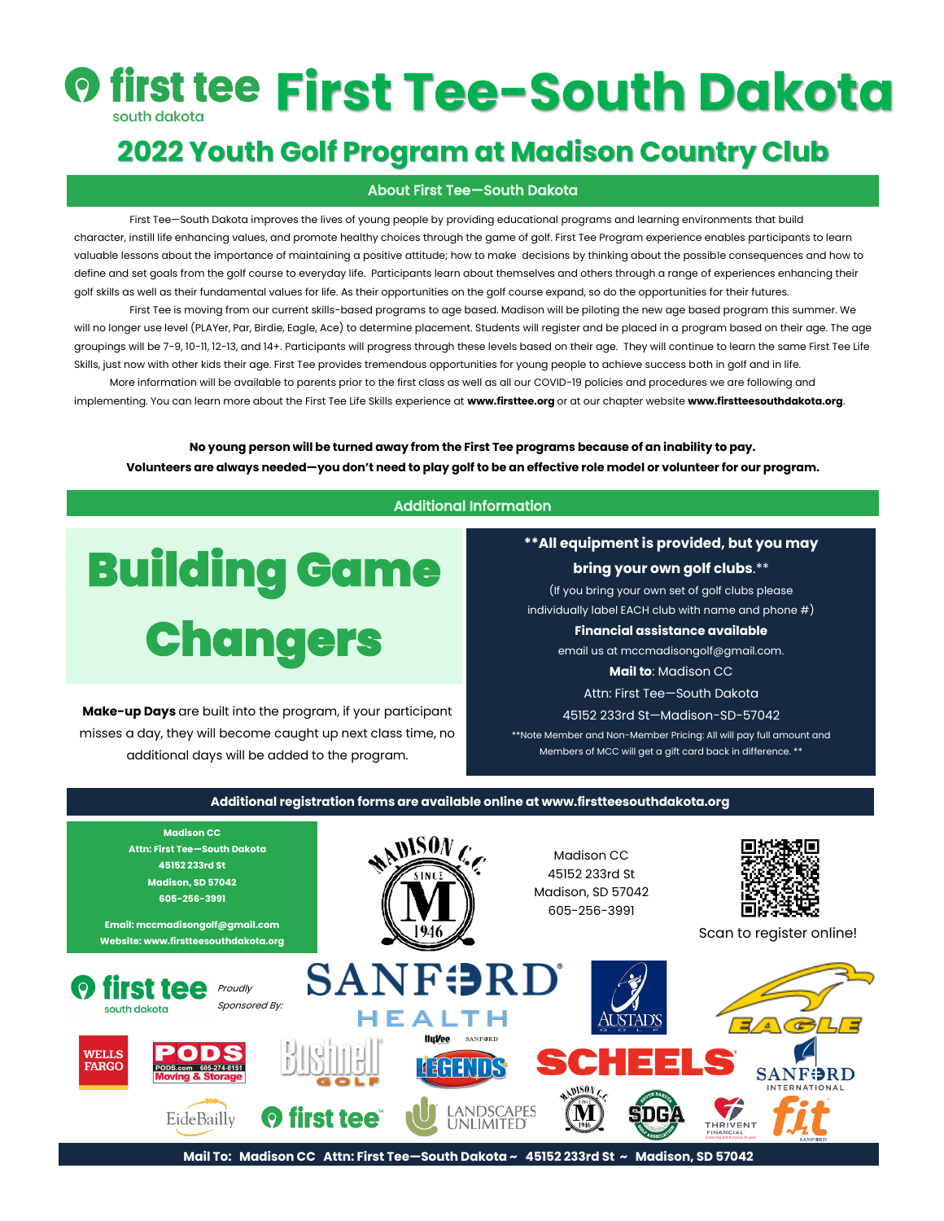# First Tee-South Dakota

## 2022 Youth Golf Program at Madison Country Club

### About First Tee—South Dakota

First Tee—South Dakota improves the lives of young people by providing educational programs and learning environments that build character, instill life enhancing values, and promote healthy choices through the game of golf. First Tee Program experience enables participants to learn valuable lessons about the importance of maintaining a positive attitude; how to make decisions by thinking about the possible consequences and how to define and set goals from the golf course to everyday life. Participants learn about themselves and others through a range of experiences enhancing their golf skills as well as their fundamental values for life. As their opportunities on the golf course expand, so do the opportunities for their futures.

First Tee is moving from our current skills-based programs to age based. Madison will be piloting the new age based program this summer. We will no longer use level (PLAYer, Par, Birdie, Eagle, Ace) to determine placement. Students will register and be placed in a program based on their age. The age groupings will be 7-9, 10-11, 12-13, and 14+. Participants will progress through these levels based on their age. They will continue to learn the same First Tee Life Skills, just now with other kids their age. First Tee provides tremendous opportunities for young people to achieve success both in golf and in life.

More information will be available to parents prior to the first class as well as all our COVID-19 policies and procedures we are following and implementing. You can learn more about the First Tee Life Skills experience at **www.firsttee.org** or at our chapter website **www.firstteesouthdakota.org**.

**No young person will be turned away from the First Tee programs because of an inability to pay.**
**Volunteers are always needed—you don't need to play golf to be an effective role model or volunteer for our program.**

### Additional Information

## Building Game Changers

**Make-up Days** are built into the program, if your participant misses a day, they will become caught up next class time, no additional days will be added to the program.

**\*\*All equipment is provided, but you may bring your own golf clubs.\*\***
(If you bring your own set of golf clubs please individually label EACH club with name and phone #)

**Financial assistance available**
email us at mccmadisongolf@gmail.com.

**Mail to**: Madison CC
Attn: First Tee—South Dakota
45152 233rd St—Madison-SD-57042

\*\*Note Member and Non-Member Pricing: All will pay full amount and Members of MCC will get a gift card back in difference. \*\*

**Additional registration forms are available online at www.firstteesouthdakota.org**

**Madison CC**
**Attn: First Tee—South Dakota**
**45152 233rd St**
**Madison, SD 57042**
**605-256-3991**

**Email: mccmadisongolf@gmail.com**
**Website: www.firstteesouthdakota.org**

Madison CC
45152 233rd St
Madison, SD 57042
605-256-3991

Scan to register online!

Proudly Sponsored By:

**Mail To: Madison CC Attn: First Tee—South Dakota ~ 45152 233rd St ~ Madison, SD 57042**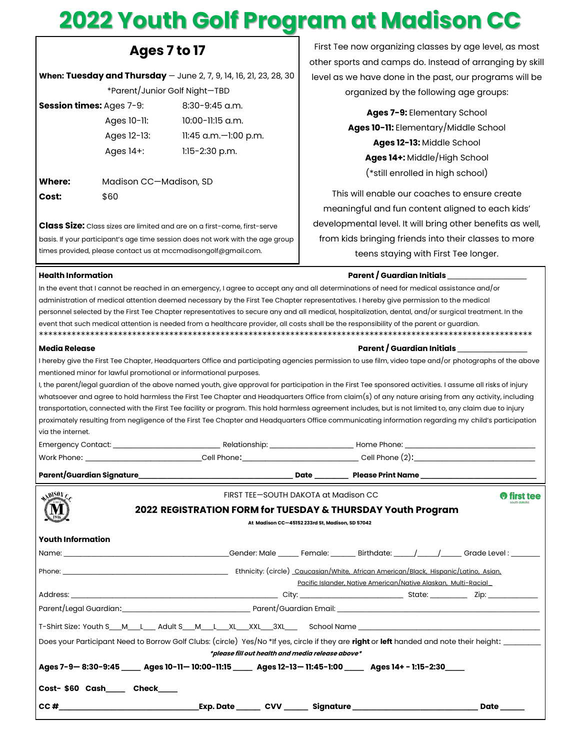# 2022 Youth Golf Program at Madison CC

## Ages 7 to 17

**When: Tuesday and Thursday** — June 2, 7, 9, 14, 16, 21, 23, 28, 30

*Parent/Junior Golf Night—TBD

**Session times:**

| | |
|---|---|
| Ages 7-9: | 8:30-9:45 a.m. |
| Ages 10-11: | 10:00-11:15 a.m. |
| Ages 12-13: | 11:45 a.m.—1:00 p.m. |
| Ages 14+: | 1:15-2:30 p.m. |

**Where:** Madison CC—Madison, SD

**Cost:** $60

**Class Size:** Class sizes are limited and are on a first-come, first-serve basis. If your participant's age time session does not work with the age group times provided, please contact us at mccmadisongolf@gmail.com.

First Tee now organizing classes by age level, as most other sports and camps do. Instead of arranging by skill level as we have done in the past, our programs will be organized by the following age groups:

**Ages 7-9:** Elementary School
**Ages 10-11:** Elementary/Middle School
**Ages 12-13:** Middle School
**Ages 14+:** Middle/High School
(*still enrolled in high school)

This will enable our coaches to ensure create meaningful and fun content aligned to each kids' developmental level. It will bring other benefits as well, from kids bringing friends into their classes to more teens staying with First Tee longer.

**Health Information** **Parent / Guardian Initials** ___________________

In the event that I cannot be reached in an emergency, I agree to accept any and all determinations of need for medical assistance and/or administration of medical attention deemed necessary by the First Tee Chapter representatives. I hereby give permission to the medical personnel selected by the First Tee Chapter representatives to secure any and all medical, hospitalization, dental, and/or surgical treatment. In the event that such medical attention is needed from a healthcare provider, all costs shall be the responsibility of the parent or guardian.

********************************************************************************************************************

**Media Release** **Parent / Guardian Initials** _________________

I hereby give the First Tee Chapter, Headquarters Office and participating agencies permission to use film, video tape and/or photographs of the above mentioned minor for lawful promotional or informational purposes.

I, the parent/legal guardian of the above named youth, give approval for participation in the First Tee sponsored activities. I assume all risks of injury whatsoever and agree to hold harmless the First Tee Chapter and Headquarters Office from claim(s) of any nature arising from any activity, including transportation, connected with the First Tee facility or program. This hold harmless agreement includes, but is not limited to, any claim due to injury proximately resulting from negligence of the First Tee Chapter and Headquarters Office communicating information regarding my child's participation via the internet.

Emergency Contact: __________________________ Relationship: ____________________ Home Phone: ________________________________

Work Phone: ____________________________Cell Phone:____________________________ Cell Phone (2):_____________________________

**Parent/Guardian Signature**_______________________________________ **Date** ________ **Please Print Name** ____________________________

FIRST TEE—SOUTH DAKOTA at Madison CC

### 2022 REGISTRATION FORM for TUESDAY & THURSDAY Youth Program

**At Madison CC—45152 233rd St, Madison, SD 57042**

**Youth Information**

Name: ________________________________________Gender: Male _____ Female: ______ Birthdate: _____/_____/_____ Grade Level : _______

Phone: _________________________________________ Ethnicity: (circle) Caucasian/White, African American/Black, Hispanic/Latino, Asian, Pacific Islander, Native American/Native Alaskan, Multi-Racial

Address: ____________________________________________________ City: _________________________ State: _________ Zip: ____________

Parent/Legal Guardian:______________________________ Parent/Guardian Email: ________________________________________________

T-Shirt Size: Youth S___M___L___ Adult S___M___L___XL___XXL___3XL___ School Name ____________________________________________

Does your Participant Need to Borrow Golf Clubs: (circle) Yes/No *If yes, circle if they are **right** or **left** handed and note their height: _________

***please fill out health and media release above***

**Ages 7-9— 8:30-9:45 _____ Ages 10-11— 10:00-11:15 _____ Ages 12-13— 11:45-1:00 _____ Ages 14+ - 1:15-2:30_____**

**Cost- $60 Cash_____ Check_____**

**CC #**_________________________________**Exp. Date** ______ **CVV** ______ **Signature** ______________________________ **Date** ______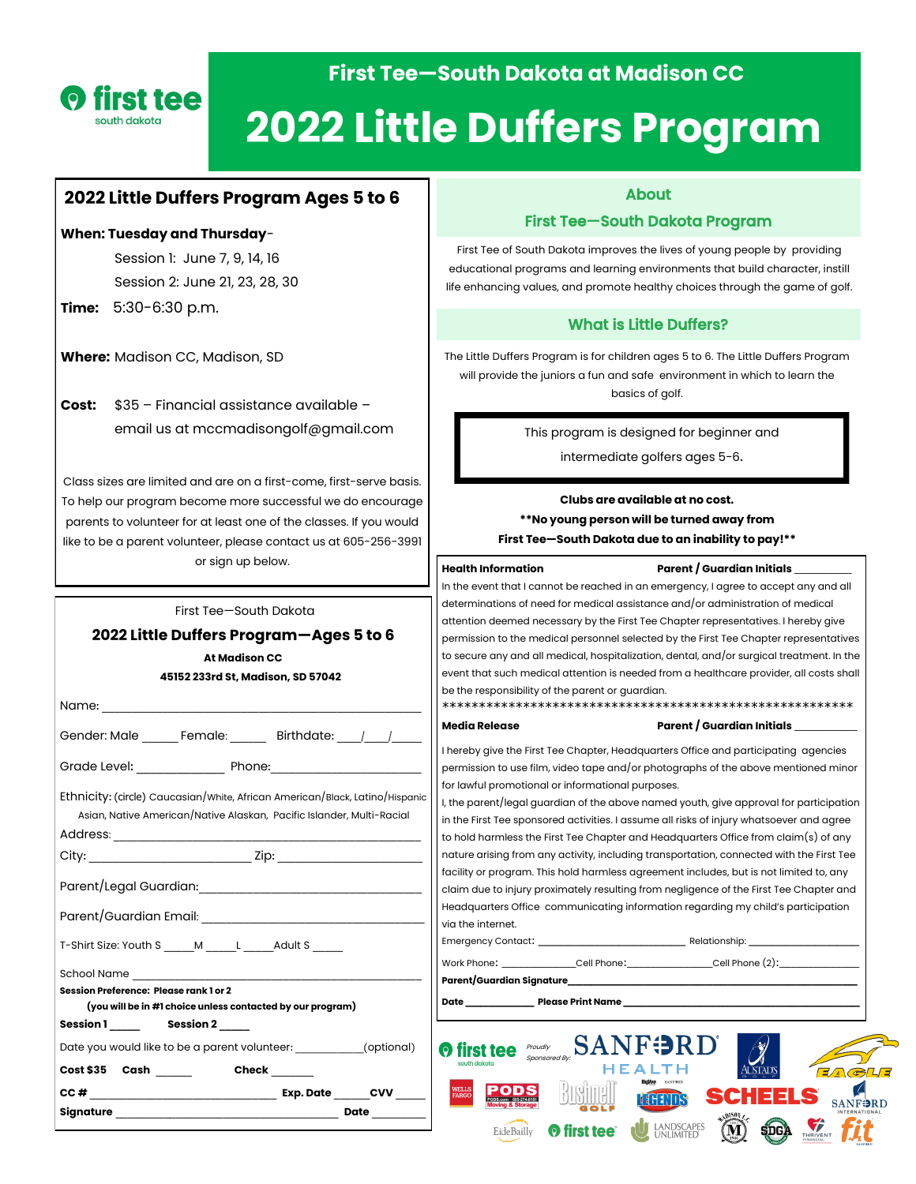First Tee—South Dakota at Madison CC

# 2022 Little Duffers Program

## 2022 Little Duffers Program Ages 5 to 6

**When: Tuesday and Thursday**-

Session 1: June 7, 9, 14, 16

Session 2: June 21, 23, 28, 30

**Time:** 5:30-6:30 p.m.

**Where:** Madison CC, Madison, SD

**Cost:** $35 – Financial assistance available – email us at mccmadisongolf@gmail.com

Class sizes are limited and are on a first-come, first-serve basis. To help our program become more successful we do encourage parents to volunteer for at least one of the classes. If you would like to be a parent volunteer, please contact us at 605-256-3991 or sign up below.

## About First Tee—South Dakota Program

First Tee of South Dakota improves the lives of young people by providing educational programs and learning environments that build character, instill life enhancing values, and promote healthy choices through the game of golf.

## What is Little Duffers?

The Little Duffers Program is for children ages 5 to 6. The Little Duffers Program will provide the juniors a fun and safe environment in which to learn the basics of golf.

This program is designed for beginner and intermediate golfers ages 5-6.

**Clubs are available at no cost.**

**\*\*No young person will be turned away from First Tee—South Dakota due to an inability to pay!\*\***

---

First Tee—South Dakota

### 2022 Little Duffers Program—Ages 5 to 6

**At Madison CC**

**45152 233rd St, Madison, SD 57042**

Name: ____________________

Gender: Male _____ Female: _____ Birthdate: ___/___/____

Grade Level: ____________ Phone:____________________

Ethnicity: (circle) Caucasian/White, African American/Black, Latino/Hispanic Asian, Native American/Native Alaskan, Pacific Islander, Multi-Racial

Address: ____________________

City: ____________________ Zip: ____________________

Parent/Legal Guardian:____________________

Parent/Guardian Email: ____________________

T-Shirt Size: Youth S _____M _____L _____Adult S _____

School Name ____________________

**Session Preference: Please rank 1 or 2**

**(you will be in #1 choice unless contacted by our program)**

**Session 1** _____ **Session 2** _____

Date you would like to be a parent volunteer: __________(optional)

**Cost $35** **Cash** ______ **Check** _______

**CC #** ____________________ **Exp. Date** ______ **CVV** _____

**Signature** ____________________ **Date** ________

---

**Health Information** **Parent / Guardian Initials** __________

In the event that I cannot be reached in an emergency, I agree to accept any and all determinations of need for medical assistance and/or administration of medical attention deemed necessary by the First Tee Chapter representatives. I hereby give permission to the medical personnel selected by the First Tee Chapter representatives to secure any and all medical, hospitalization, dental, and/or surgical treatment. In the event that such medical attention is needed from a healthcare provider, all costs shall be the responsibility of the parent or guardian.

\*\*\*\*\*\*\*\*\*\*\*\*\*\*\*\*\*\*\*\*\*\*\*\*\*\*\*\*\*\*\*\*\*\*\*\*\*\*\*\*\*\*\*\*\*\*\*\*\*\*\*\*\*\*

**Media Release** **Parent / Guardian Initials** __________

I hereby give the First Tee Chapter, Headquarters Office and participating agencies permission to use film, video tape and/or photographs of the above mentioned minor for lawful promotional or informational purposes.

I, the parent/legal guardian of the above named youth, give approval for participation in the First Tee sponsored activities. I assume all risks of injury whatsoever and agree to hold harmless the First Tee Chapter and Headquarters Office from claim(s) of any nature arising from any activity, including transportation, connected with the First Tee facility or program. This hold harmless agreement includes, but is not limited to, any claim due to injury proximately resulting from negligence of the First Tee Chapter and Headquarters Office communicating information regarding my child's participation via the internet.

Emergency Contact: ____________________ Relationship: ____________________

Work Phone: ____________Cell Phone:____________Cell Phone (2):____________

**Parent/Guardian Signature**____________________

**Date** ____________ **Please Print Name** ____________________

first tee south dakota — Proudly Sponsored By:

SANFORD HEALTH, Austads Golf, Eagle, Wells Fargo, PODS Moving & Storage, Bushnell Golf, Legends, SCHEELS, Sanford International, EideBailly, first tee, Landscapes Unlimited, Madison C.C., SDGA, Thrivent Financial, fit Sanford